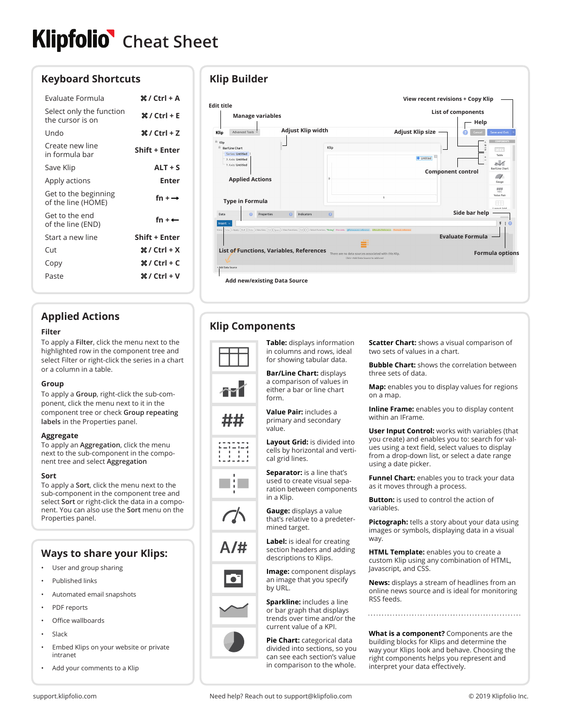# Klipfolio Cheat Sheet

## Keyboard Shortcuts

| Action | Shortcut |
|---|---|
| Evaluate Formula | ⌘ / Ctrl + A |
| Select only the function the cursor is on | ⌘ / Ctrl + E |
| Undo | ⌘ / Ctrl + Z |
| Create new line in formula bar | Shift + Enter |
| Save Klip | ALT + S |
| Apply actions | Enter |
| Get to the beginning of the line (HOME) | fn + ⟶ |
| Get to the end of the line (END) | fn + ⟵ |
| Start a new line | Shift + Enter |
| Cut | ⌘ / Ctrl + X |
| Copy | ⌘ / Ctrl + C |
| Paste | ⌘ / Ctrl + V |

## Klip Builder

- Edit title
- Manage variables
- Adjust Klip width
- Adjust Klip size
- View recent revisions + Copy Klip
- List of components
- Help
- Component control
- Applied Actions
- Type in Formula
- Side bar help
- Evaluate Formula
- List of Functions, Variables, References
- Formula options
- Add new/existing Data Source

## Applied Actions

### Filter

To apply a **Filter**, click the menu next to the highlighted row in the component tree and select Filter or right-click the series in a chart or a column in a table.

### Group

To apply a **Group**, right-click the sub-component, click the menu next to it in the component tree or check **Group repeating labels** in the Properties panel.

### Aggregate

To apply an **Aggregation**, click the menu next to the sub-component in the component tree and select **Aggregation**

### Sort

To apply a **Sort**, click the menu next to the sub-component in the component tree and select **Sort** or right-click the data in a component. You can also use the **Sort** menu on the Properties panel.

## Ways to share your Klips:

- User and group sharing
- Published links
- Automated email snapshots
- PDF reports
- Office wallboards
- Slack
- Embed Klips on your website or private intranet
- Add your comments to a Klip

## Klip Components

**Table:** displays information in columns and rows, ideal for showing tabular data.

**Bar/Line Chart:** displays a comparison of values in either a bar or line chart form.

**Value Pair:** includes a primary and secondary value.

**Layout Grid:** is divided into cells by horizontal and vertical grid lines.

**Separator:** is a line that's used to create visual separation between components in a Klip.

**Gauge:** displays a value that's relative to a predetermined target.

**Label:** is ideal for creating section headers and adding descriptions to Klips.

**Image:** component displays an image that you specify by URL.

**Sparkline:** includes a line or bar graph that displays trends over time and/or the current value of a KPI.

**Pie Chart:** categorical data divided into sections, so you can see each section's value in comparison to the whole.

**Scatter Chart:** shows a visual comparison of two sets of values in a chart.

**Bubble Chart:** shows the correlation between three sets of data.

**Map:** enables you to display values for regions on a map.

**Inline Frame:** enables you to display content within an IFrame.

**User Input Control:** works with variables (that you create) and enables you to: search for values using a text field, select values to display from a drop-down list, or select a date range using a date picker.

**Funnel Chart:** enables you to track your data as it moves through a process.

**Button:** is used to control the action of variables.

**Pictograph:** tells a story about your data using images or symbols, displaying data in a visual way.

**HTML Template:** enables you to create a custom Klip using any combination of HTML, Javascript, and CSS.

**News:** displays a stream of headlines from an online news source and is ideal for monitoring RSS feeds.

**What is a component?** Components are the building blocks for Klips and determine the way your Klips look and behave. Choosing the right components helps you represent and interpret your data effectively.

support.klipfolio.com

Need help? Reach out to support@klipfolio.com

© 2019 Klipfolio Inc.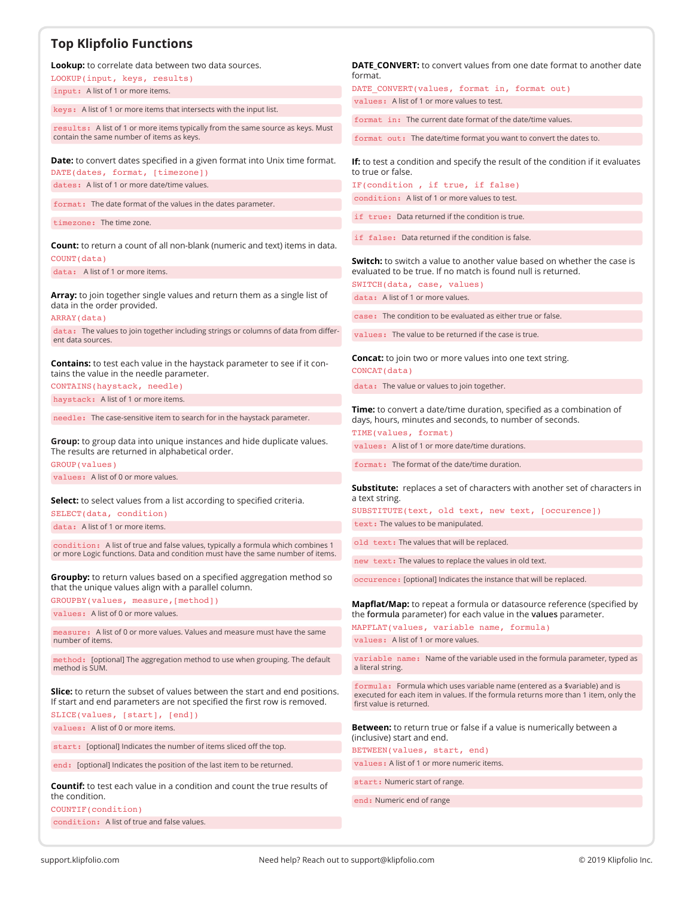## Top Klipfolio Functions

**Lookup:** to correlate data between two data sources.

`LOOKUP(input, keys, results)`

- `input:` A list of 1 or more items.
- `keys:` A list of 1 or more items that intersects with the input list.
- `results:` A list of 1 or more items typically from the same source as keys. Must contain the same number of items as keys.

**Date:** to convert dates specified in a given format into Unix time format.

`DATE(dates, format, [timezone])`

- `dates:` A list of 1 or more date/time values.
- `format:` The date format of the values in the dates parameter.
- `timezone:` The time zone.

**Count:** to return a count of all non-blank (numeric and text) items in data.

`COUNT(data)`

- `data:` A list of 1 or more items.

**Array:** to join together single values and return them as a single list of data in the order provided.

`ARRAY(data)`

- `data:` The values to join together including strings or columns of data from different data sources.

**Contains:** to test each value in the haystack parameter to see if it contains the value in the needle parameter.

`CONTAINS(haystack, needle)`

- `haystack:` A list of 1 or more items.
- `needle:` The case-sensitive item to search for in the haystack parameter.

**Group:** to group data into unique instances and hide duplicate values. The results are returned in alphabetical order.

`GROUP(values)`

- `values:` A list of 0 or more values.

**Select:** to select values from a list according to specified criteria.

`SELECT(data, condition)`

- `data:` A list of 1 or more items.
- `condition:` A list of true and false values, typically a formula which combines 1 or more Logic functions. Data and condition must have the same number of items.

**Groupby:** to return values based on a specified aggregation method so that the unique values align with a parallel column.

`GROUPBY(values, measure,[method])`

- `values:` A list of 0 or more values.
- `measure:` A list of 0 or more values. Values and measure must have the same number of items.
- `method:` [optional] The aggregation method to use when grouping. The default method is SUM.

**Slice:** to return the subset of values between the start and end positions. If start and end parameters are not specified the first row is removed.

`SLICE(values, [start], [end])`

- `values:` A list of 0 or more items.
- `start:` [optional] Indicates the number of items sliced off the top.
- `end:` [optional] Indicates the position of the last item to be returned.

**Countif:** to test each value in a condition and count the true results of the condition.

`COUNTIF(condition)`

- `condition:` A list of true and false values.

**DATE_CONVERT:** to convert values from one date format to another date format.

`DATE_CONVERT(values, format in, format out)`

- `values:` A list of 1 or more values to test.
- `format in:` The current date format of the date/time values.
- `format out:` The date/time format you want to convert the dates to.

**If:** to test a condition and specify the result of the condition if it evaluates to true or false.

`IF(condition , if true, if false)`

- `condition:` A list of 1 or more values to test.
- `if true:` Data returned if the condition is true.
- `if false:` Data returned if the condition is false.

**Switch:** to switch a value to another value based on whether the case is evaluated to be true. If no match is found null is returned.

`SWITCH(data, case, values)`

- `data:` A list of 1 or more values.
- `case:` The condition to be evaluated as either true or false.
- `values:` The value to be returned if the case is true.

**Concat:** to join two or more values into one text string.

`CONCAT(data)`

- `data:` The value or values to join together.

**Time:** to convert a date/time duration, specified as a combination of days, hours, minutes and seconds, to number of seconds.

`TIME(values, format)`

- `values:` A list of 1 or more date/time durations.
- `format:` The format of the date/time duration.

**Substitute:** replaces a set of characters with another set of characters in a text string.

`SUBSTITUTE(text, old text, new text, [occurence])`

- `text:` The values to be manipulated.
- `old text:` The values that will be replaced.
- `new text:` The values to replace the values in old text.
- `occurence:` [optional] Indicates the instance that will be replaced.

**Mapflat/Map:** to repeat a formula or datasource reference (specified by the **formula** parameter) for each value in the **values** parameter.

`MAPFLAT(values, variable name, formula)`

- `values:` A list of 1 or more values.
- `variable name:` Name of the variable used in the formula parameter, typed as a literal string.
- `formula:` Formula which uses variable name (entered as a $variable) and is executed for each item in values. If the formula returns more than 1 item, only the first value is returned.

**Between:** to return true or false if a value is numerically between a (inclusive) start and end.

`BETWEEN(values, start, end)`

- `values:` A list of 1 or more numeric items.
- `start:` Numeric start of range.
- `end:` Numeric end of range

support.klipfolio.com — Need help? Reach out to support@klipfolio.com — © 2019 Klipfolio Inc.